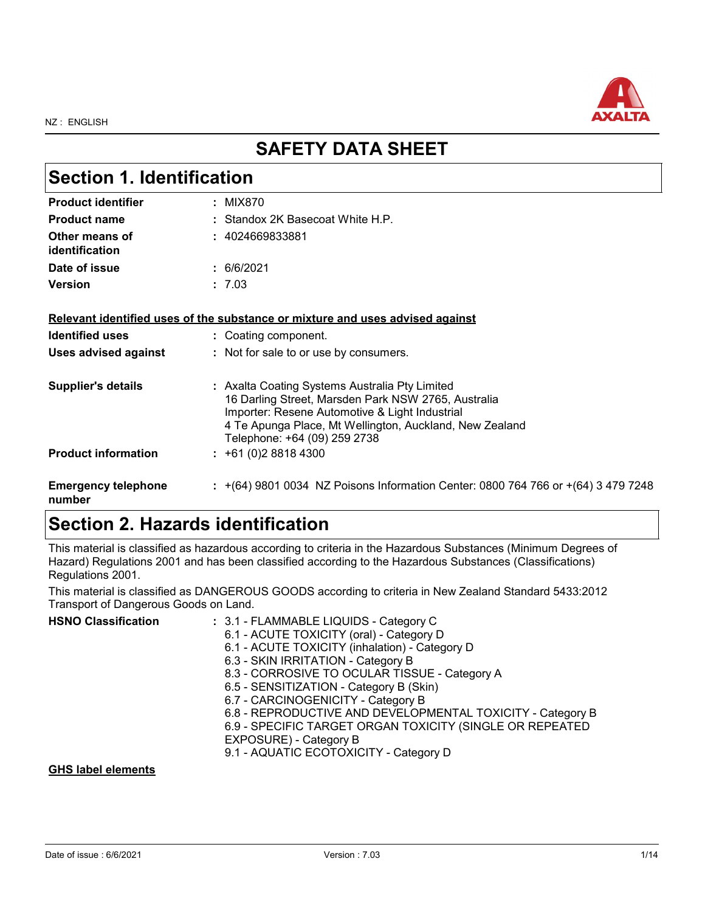NZ : ENGLISH

# SAFETY DATA SHEET

## Section 1. Identification

| | |
|---|---|
| **Product identifier** | : MIX870 |
| **Product name** | : Standox 2K Basecoat White H.P. |
| **Other means of identification** | : 4024669833881 |
| **Date of issue** | : 6/6/2021 |
| **Version** | : 7.03 |

**Relevant identified uses of the substance or mixture and uses advised against**

| | |
|---|---|
| **Identified uses** | : Coating component. |
| **Uses advised against** | : Not for sale to or use by consumers. |

| | |
|---|---|
| **Supplier's details** | : Axalta Coating Systems Australia Pty Limited<br>16 Darling Street, Marsden Park NSW 2765, Australia<br>Importer: Resene Automotive & Light Industrial<br>4 Te Apunga Place, Mt Wellington, Auckland, New Zealand<br>Telephone: +64 (09) 259 2738 |
| **Product information** | : +61 (0)2 8818 4300 |
| **Emergency telephone number** | : +(64) 9801 0034 NZ Poisons Information Center: 0800 764 766 or +(64) 3 479 7248 |

## Section 2. Hazards identification

This material is classified as hazardous according to criteria in the Hazardous Substances (Minimum Degrees of Hazard) Regulations 2001 and has been classified according to the Hazardous Substances (Classifications) Regulations 2001.

This material is classified as DANGEROUS GOODS according to criteria in New Zealand Standard 5433:2012 Transport of Dangerous Goods on Land.

**HSNO Classification** :
3.1 - FLAMMABLE LIQUIDS - Category C
6.1 - ACUTE TOXICITY (oral) - Category D
6.1 - ACUTE TOXICITY (inhalation) - Category D
6.3 - SKIN IRRITATION - Category B
8.3 - CORROSIVE TO OCULAR TISSUE - Category A
6.5 - SENSITIZATION - Category B (Skin)
6.7 - CARCINOGENICITY - Category B
6.8 - REPRODUCTIVE AND DEVELOPMENTAL TOXICITY - Category B
6.9 - SPECIFIC TARGET ORGAN TOXICITY (SINGLE OR REPEATED EXPOSURE) - Category B
9.1 - AQUATIC ECOTOXICITY - Category D

**GHS label elements**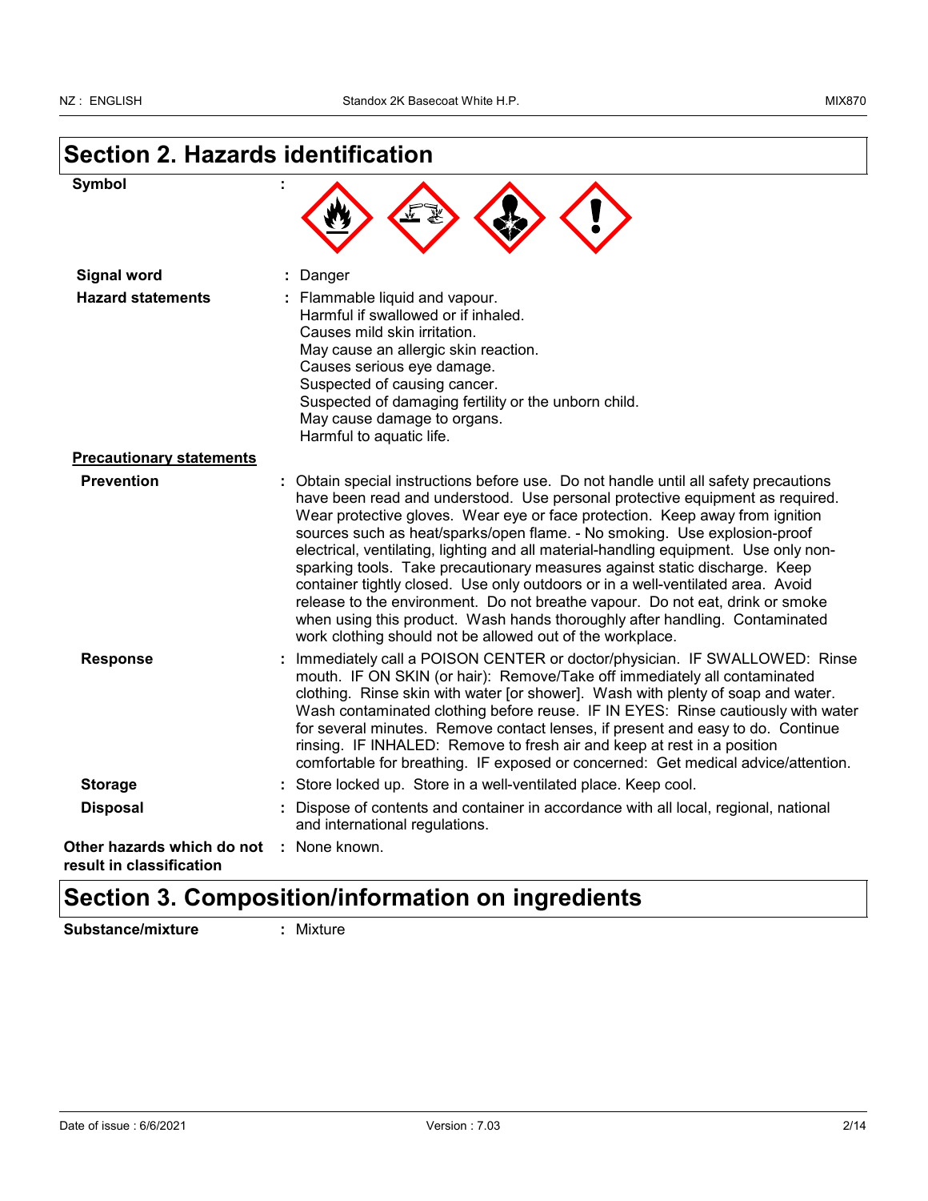## Section 2. Hazards identification

**Symbol** :

**Signal word** : Danger

**Hazard statements** : Flammable liquid and vapour.
Harmful if swallowed or if inhaled.
Causes mild skin irritation.
May cause an allergic skin reaction.
Causes serious eye damage.
Suspected of causing cancer.
Suspected of damaging fertility or the unborn child.
May cause damage to organs.
Harmful to aquatic life.

**Precautionary statements**

**Prevention** : Obtain special instructions before use. Do not handle until all safety precautions have been read and understood. Use personal protective equipment as required. Wear protective gloves. Wear eye or face protection. Keep away from ignition sources such as heat/sparks/open flame. - No smoking. Use explosion-proof electrical, ventilating, lighting and all material-handling equipment. Use only non-sparking tools. Take precautionary measures against static discharge. Keep container tightly closed. Use only outdoors or in a well-ventilated area. Avoid release to the environment. Do not breathe vapour. Do not eat, drink or smoke when using this product. Wash hands thoroughly after handling. Contaminated work clothing should not be allowed out of the workplace.

**Response** : Immediately call a POISON CENTER or doctor/physician. IF SWALLOWED: Rinse mouth. IF ON SKIN (or hair): Remove/Take off immediately all contaminated clothing. Rinse skin with water [or shower]. Wash with plenty of soap and water. Wash contaminated clothing before reuse. IF IN EYES: Rinse cautiously with water for several minutes. Remove contact lenses, if present and easy to do. Continue rinsing. IF INHALED: Remove to fresh air and keep at rest in a position comfortable for breathing. IF exposed or concerned: Get medical advice/attention.

**Storage** : Store locked up. Store in a well-ventilated place. Keep cool.

**Disposal** : Dispose of contents and container in accordance with all local, regional, national and international regulations.

**Other hazards which do not result in classification** : None known.

## Section 3. Composition/information on ingredients

**Substance/mixture** : Mixture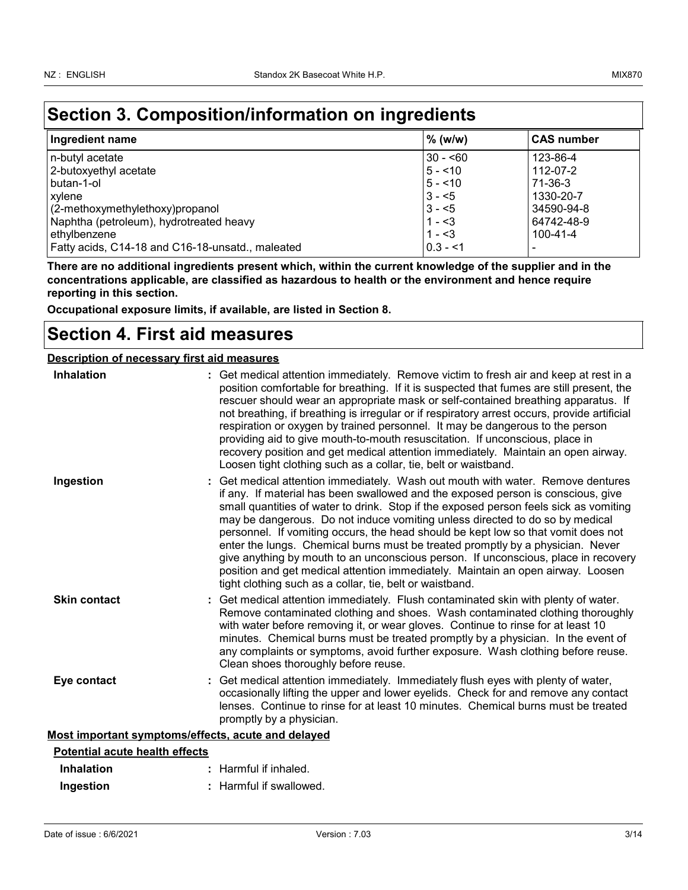# Section 3. Composition/information on ingredients

| Ingredient name | % (w/w) | CAS number |
| --- | --- | --- |
| n-butyl acetate | 30 - <60 | 123-86-4 |
| 2-butoxyethyl acetate | 5 - <10 | 112-07-2 |
| butan-1-ol | 5 - <10 | 71-36-3 |
| xylene | 3 - <5 | 1330-20-7 |
| (2-methoxymethylethoxy)propanol | 3 - <5 | 34590-94-8 |
| Naphtha (petroleum), hydrotreated heavy | 1 - <3 | 64742-48-9 |
| ethylbenzene | 1 - <3 | 100-41-4 |
| Fatty acids, C14-18 and C16-18-unsatd., maleated | 0.3 - <1 | - |

**There are no additional ingredients present which, within the current knowledge of the supplier and in the concentrations applicable, are classified as hazardous to health or the environment and hence require reporting in this section.**

**Occupational exposure limits, if available, are listed in Section 8.**

# Section 4. First aid measures

**Description of necessary first aid measures**

**Inhalation** : Get medical attention immediately. Remove victim to fresh air and keep at rest in a position comfortable for breathing. If it is suspected that fumes are still present, the rescuer should wear an appropriate mask or self-contained breathing apparatus. If not breathing, if breathing is irregular or if respiratory arrest occurs, provide artificial respiration or oxygen by trained personnel. It may be dangerous to the person providing aid to give mouth-to-mouth resuscitation. If unconscious, place in recovery position and get medical attention immediately. Maintain an open airway. Loosen tight clothing such as a collar, tie, belt or waistband.

**Ingestion** : Get medical attention immediately. Wash out mouth with water. Remove dentures if any. If material has been swallowed and the exposed person is conscious, give small quantities of water to drink. Stop if the exposed person feels sick as vomiting may be dangerous. Do not induce vomiting unless directed to do so by medical personnel. If vomiting occurs, the head should be kept low so that vomit does not enter the lungs. Chemical burns must be treated promptly by a physician. Never give anything by mouth to an unconscious person. If unconscious, place in recovery position and get medical attention immediately. Maintain an open airway. Loosen tight clothing such as a collar, tie, belt or waistband.

**Skin contact** : Get medical attention immediately. Flush contaminated skin with plenty of water. Remove contaminated clothing and shoes. Wash contaminated clothing thoroughly with water before removing it, or wear gloves. Continue to rinse for at least 10 minutes. Chemical burns must be treated promptly by a physician. In the event of any complaints or symptoms, avoid further exposure. Wash clothing before reuse. Clean shoes thoroughly before reuse.

**Eye contact** : Get medical attention immediately. Immediately flush eyes with plenty of water, occasionally lifting the upper and lower eyelids. Check for and remove any contact lenses. Continue to rinse for at least 10 minutes. Chemical burns must be treated promptly by a physician.

**Most important symptoms/effects, acute and delayed**

**Potential acute health effects**

**Inhalation** : Harmful if inhaled.

**Ingestion** : Harmful if swallowed.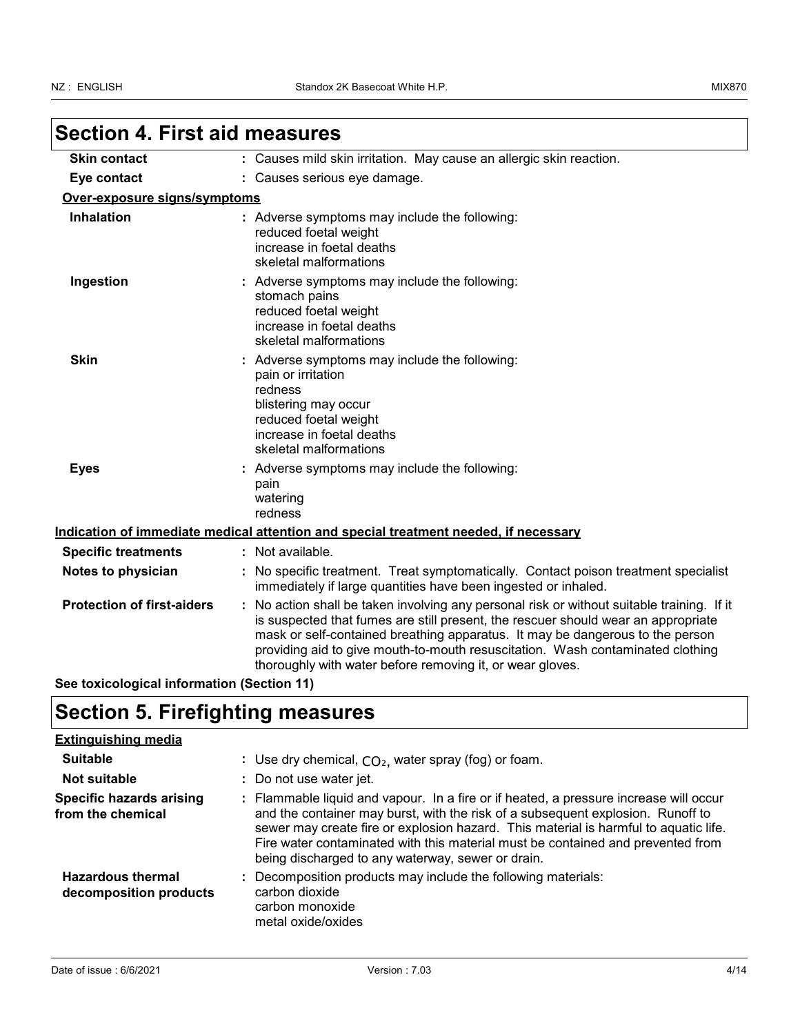## Section 4. First aid measures

**Skin contact** : Causes mild skin irritation. May cause an allergic skin reaction.

**Eye contact** : Causes serious eye damage.

**Over-exposure signs/symptoms**

**Inhalation** : Adverse symptoms may include the following:
reduced foetal weight
increase in foetal deaths
skeletal malformations

**Ingestion** : Adverse symptoms may include the following:
stomach pains
reduced foetal weight
increase in foetal deaths
skeletal malformations

**Skin** : Adverse symptoms may include the following:
pain or irritation
redness
blistering may occur
reduced foetal weight
increase in foetal deaths
skeletal malformations

**Eyes** : Adverse symptoms may include the following:
pain
watering
redness

**Indication of immediate medical attention and special treatment needed, if necessary**

**Specific treatments** : Not available.

**Notes to physician** : No specific treatment. Treat symptomatically. Contact poison treatment specialist immediately if large quantities have been ingested or inhaled.

**Protection of first-aiders** : No action shall be taken involving any personal risk or without suitable training. If it is suspected that fumes are still present, the rescuer should wear an appropriate mask or self-contained breathing apparatus. It may be dangerous to the person providing aid to give mouth-to-mouth resuscitation. Wash contaminated clothing thoroughly with water before removing it, or wear gloves.

**See toxicological information (Section 11)**

## Section 5. Firefighting measures

**Extinguishing media**

**Suitable** : Use dry chemical, $CO_2$, water spray (fog) or foam.

**Not suitable** : Do not use water jet.

**Specific hazards arising from the chemical** : Flammable liquid and vapour. In a fire or if heated, a pressure increase will occur and the container may burst, with the risk of a subsequent explosion. Runoff to sewer may create fire or explosion hazard. This material is harmful to aquatic life. Fire water contaminated with this material must be contained and prevented from being discharged to any waterway, sewer or drain.

**Hazardous thermal decomposition products** : Decomposition products may include the following materials:
carbon dioxide
carbon monoxide
metal oxide/oxides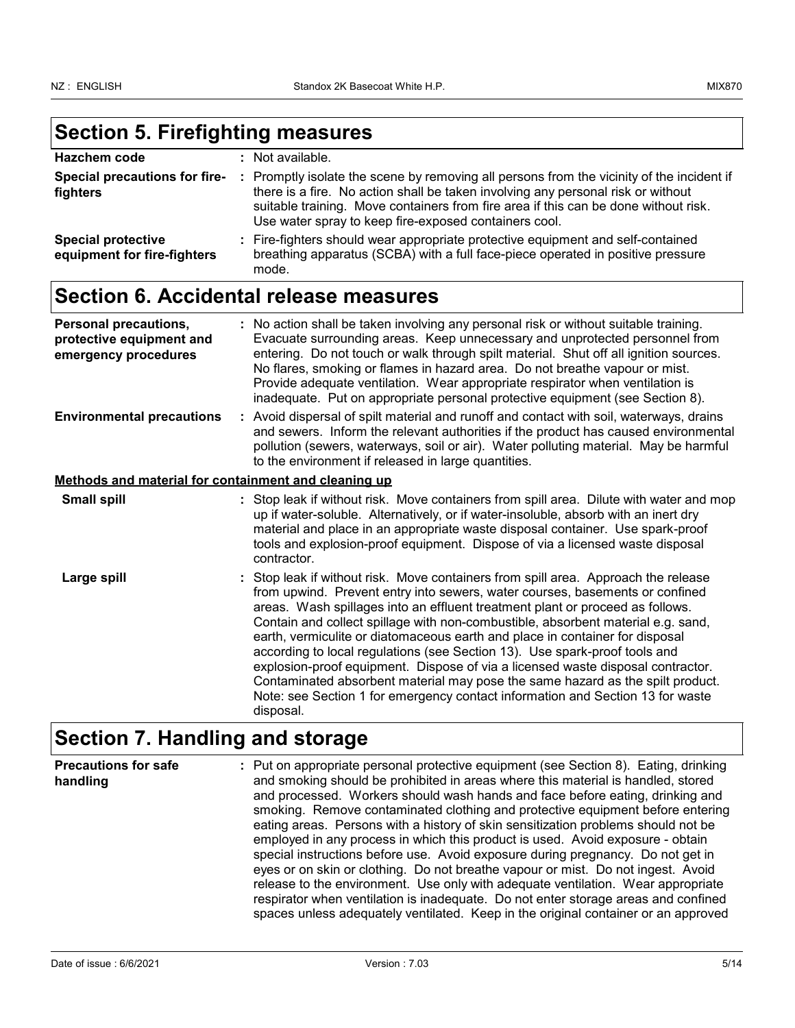## Section 5. Firefighting measures

**Hazchem code** : Not available.

**Special precautions for fire-fighters** : Promptly isolate the scene by removing all persons from the vicinity of the incident if there is a fire. No action shall be taken involving any personal risk or without suitable training. Move containers from fire area if this can be done without risk. Use water spray to keep fire-exposed containers cool.

**Special protective equipment for fire-fighters** : Fire-fighters should wear appropriate protective equipment and self-contained breathing apparatus (SCBA) with a full face-piece operated in positive pressure mode.

## Section 6. Accidental release measures

**Personal precautions, protective equipment and emergency procedures** : No action shall be taken involving any personal risk or without suitable training. Evacuate surrounding areas. Keep unnecessary and unprotected personnel from entering. Do not touch or walk through spilt material. Shut off all ignition sources. No flares, smoking or flames in hazard area. Do not breathe vapour or mist. Provide adequate ventilation. Wear appropriate respirator when ventilation is inadequate. Put on appropriate personal protective equipment (see Section 8).

**Environmental precautions** : Avoid dispersal of spilt material and runoff and contact with soil, waterways, drains and sewers. Inform the relevant authorities if the product has caused environmental pollution (sewers, waterways, soil or air). Water polluting material. May be harmful to the environment if released in large quantities.

### Methods and material for containment and cleaning up

**Small spill** : Stop leak if without risk. Move containers from spill area. Dilute with water and mop up if water-soluble. Alternatively, or if water-insoluble, absorb with an inert dry material and place in an appropriate waste disposal container. Use spark-proof tools and explosion-proof equipment. Dispose of via a licensed waste disposal contractor.

**Large spill** : Stop leak if without risk. Move containers from spill area. Approach the release from upwind. Prevent entry into sewers, water courses, basements or confined areas. Wash spillages into an effluent treatment plant or proceed as follows. Contain and collect spillage with non-combustible, absorbent material e.g. sand, earth, vermiculite or diatomaceous earth and place in container for disposal according to local regulations (see Section 13). Use spark-proof tools and explosion-proof equipment. Dispose of via a licensed waste disposal contractor. Contaminated absorbent material may pose the same hazard as the spilt product. Note: see Section 1 for emergency contact information and Section 13 for waste disposal.

## Section 7. Handling and storage

**Precautions for safe handling** : Put on appropriate personal protective equipment (see Section 8). Eating, drinking and smoking should be prohibited in areas where this material is handled, stored and processed. Workers should wash hands and face before eating, drinking and smoking. Remove contaminated clothing and protective equipment before entering eating areas. Persons with a history of skin sensitization problems should not be employed in any process in which this product is used. Avoid exposure - obtain special instructions before use. Avoid exposure during pregnancy. Do not get in eyes or on skin or clothing. Do not breathe vapour or mist. Do not ingest. Avoid release to the environment. Use only with adequate ventilation. Wear appropriate respirator when ventilation is inadequate. Do not enter storage areas and confined spaces unless adequately ventilated. Keep in the original container or an approved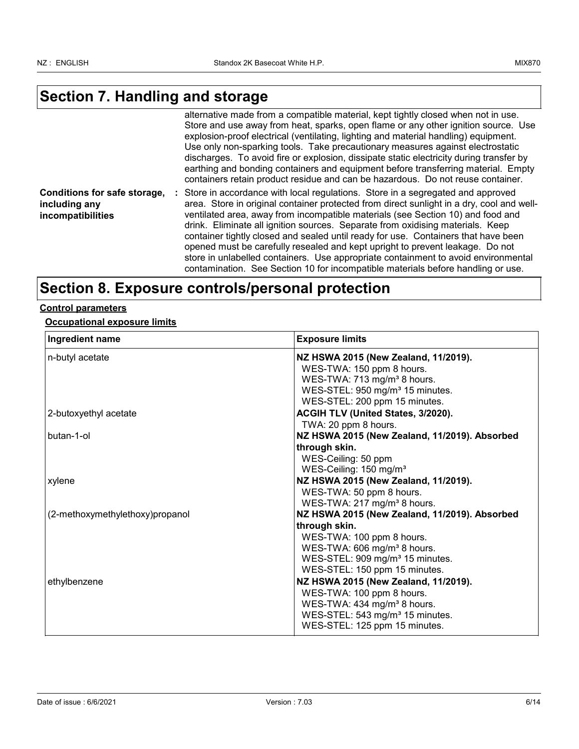## Section 7. Handling and storage

alternative made from a compatible material, kept tightly closed when not in use. Store and use away from heat, sparks, open flame or any other ignition source. Use explosion-proof electrical (ventilating, lighting and material handling) equipment. Use only non-sparking tools. Take precautionary measures against electrostatic discharges. To avoid fire or explosion, dissipate static electricity during transfer by earthing and bonding containers and equipment before transferring material. Empty containers retain product residue and can be hazardous. Do not reuse container.

**Conditions for safe storage, including any incompatibilities** : Store in accordance with local regulations. Store in a segregated and approved area. Store in original container protected from direct sunlight in a dry, cool and well-ventilated area, away from incompatible materials (see Section 10) and food and drink. Eliminate all ignition sources. Separate from oxidising materials. Keep container tightly closed and sealed until ready for use. Containers that have been opened must be carefully resealed and kept upright to prevent leakage. Do not store in unlabelled containers. Use appropriate containment to avoid environmental contamination. See Section 10 for incompatible materials before handling or use.

## Section 8. Exposure controls/personal protection

**Control parameters**

**Occupational exposure limits**

| Ingredient name | Exposure limits |
|---|---|
| n-butyl acetate | **NZ HSWA 2015 (New Zealand, 11/2019).**<br>WES-TWA: 150 ppm 8 hours.<br>WES-TWA: 713 mg/m³ 8 hours.<br>WES-STEL: 950 mg/m³ 15 minutes.<br>WES-STEL: 200 ppm 15 minutes. |
| 2-butoxyethyl acetate | **ACGIH TLV (United States, 3/2020).**<br>TWA: 20 ppm 8 hours. |
| butan-1-ol | **NZ HSWA 2015 (New Zealand, 11/2019). Absorbed through skin.**<br>WES-Ceiling: 50 ppm<br>WES-Ceiling: 150 mg/m³ |
| xylene | **NZ HSWA 2015 (New Zealand, 11/2019).**<br>WES-TWA: 50 ppm 8 hours.<br>WES-TWA: 217 mg/m³ 8 hours. |
| (2-methoxymethylethoxy)propanol | **NZ HSWA 2015 (New Zealand, 11/2019). Absorbed through skin.**<br>WES-TWA: 100 ppm 8 hours.<br>WES-TWA: 606 mg/m³ 8 hours.<br>WES-STEL: 909 mg/m³ 15 minutes.<br>WES-STEL: 150 ppm 15 minutes. |
| ethylbenzene | **NZ HSWA 2015 (New Zealand, 11/2019).**<br>WES-TWA: 100 ppm 8 hours.<br>WES-TWA: 434 mg/m³ 8 hours.<br>WES-STEL: 543 mg/m³ 15 minutes.<br>WES-STEL: 125 ppm 15 minutes. |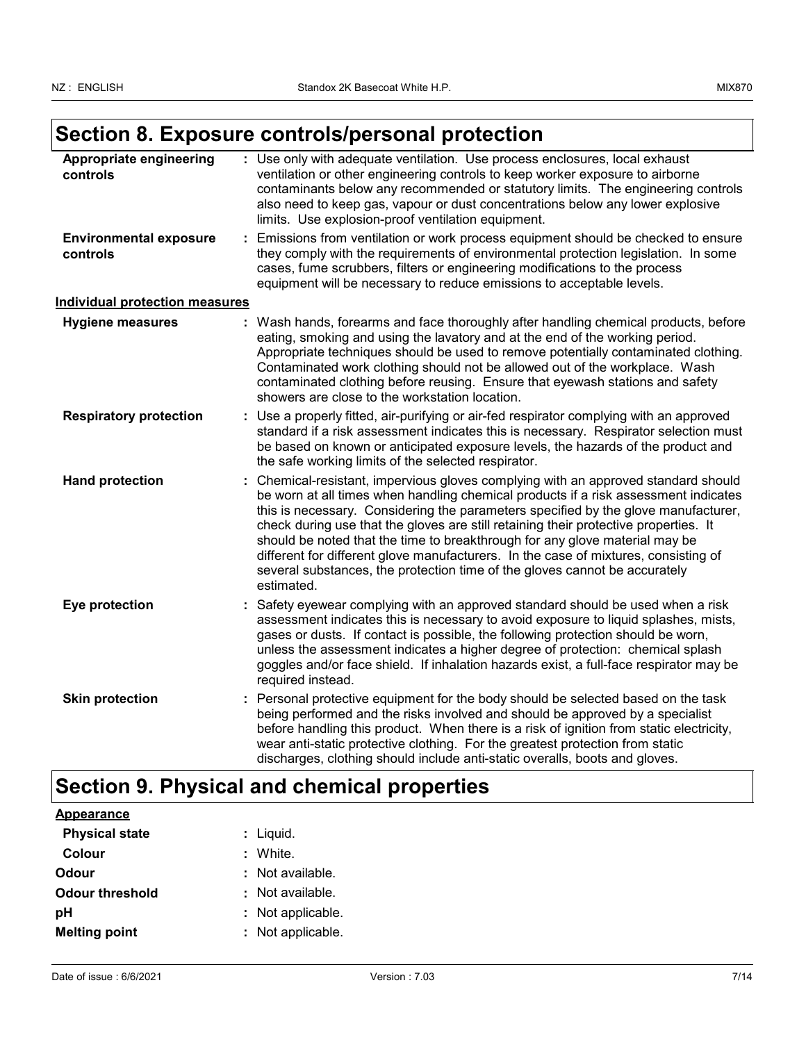## Section 8. Exposure controls/personal protection

| | |
|---|---|
| **Appropriate engineering controls** | : Use only with adequate ventilation. Use process enclosures, local exhaust ventilation or other engineering controls to keep worker exposure to airborne contaminants below any recommended or statutory limits. The engineering controls also need to keep gas, vapour or dust concentrations below any lower explosive limits. Use explosion-proof ventilation equipment. |
| **Environmental exposure controls** | : Emissions from ventilation or work process equipment should be checked to ensure they comply with the requirements of environmental protection legislation. In some cases, fume scrubbers, filters or engineering modifications to the process equipment will be necessary to reduce emissions to acceptable levels. |

**Individual protection measures**

| | |
|---|---|
| **Hygiene measures** | : Wash hands, forearms and face thoroughly after handling chemical products, before eating, smoking and using the lavatory and at the end of the working period. Appropriate techniques should be used to remove potentially contaminated clothing. Contaminated work clothing should not be allowed out of the workplace. Wash contaminated clothing before reusing. Ensure that eyewash stations and safety showers are close to the workstation location. |
| **Respiratory protection** | : Use a properly fitted, air-purifying or air-fed respirator complying with an approved standard if a risk assessment indicates this is necessary. Respirator selection must be based on known or anticipated exposure levels, the hazards of the product and the safe working limits of the selected respirator. |
| **Hand protection** | : Chemical-resistant, impervious gloves complying with an approved standard should be worn at all times when handling chemical products if a risk assessment indicates this is necessary. Considering the parameters specified by the glove manufacturer, check during use that the gloves are still retaining their protective properties. It should be noted that the time to breakthrough for any glove material may be different for different glove manufacturers. In the case of mixtures, consisting of several substances, the protection time of the gloves cannot be accurately estimated. |
| **Eye protection** | : Safety eyewear complying with an approved standard should be used when a risk assessment indicates this is necessary to avoid exposure to liquid splashes, mists, gases or dusts. If contact is possible, the following protection should be worn, unless the assessment indicates a higher degree of protection: chemical splash goggles and/or face shield. If inhalation hazards exist, a full-face respirator may be required instead. |
| **Skin protection** | : Personal protective equipment for the body should be selected based on the task being performed and the risks involved and should be approved by a specialist before handling this product. When there is a risk of ignition from static electricity, wear anti-static protective clothing. For the greatest protection from static discharges, clothing should include anti-static overalls, boots and gloves. |

## Section 9. Physical and chemical properties

**Appearance**

| | |
|---|---|
| **Physical state** | : Liquid. |
| **Colour** | : White. |
| **Odour** | : Not available. |
| **Odour threshold** | : Not available. |
| **pH** | : Not applicable. |
| **Melting point** | : Not applicable. |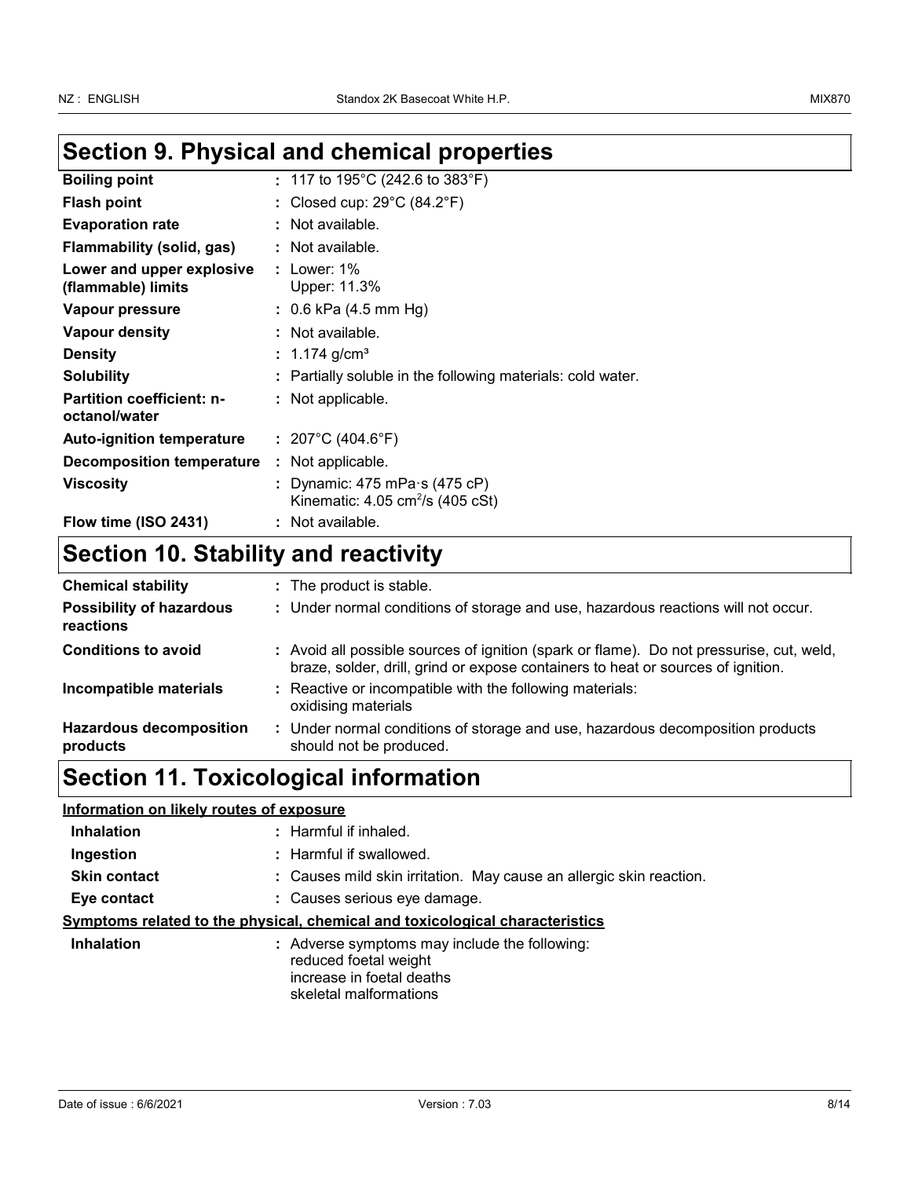## Section 9. Physical and chemical properties

| | |
|---|---|
| **Boiling point** | : 117 to 195°C (242.6 to 383°F) |
| **Flash point** | : Closed cup: 29°C (84.2°F) |
| **Evaporation rate** | : Not available. |
| **Flammability (solid, gas)** | : Not available. |
| **Lower and upper explosive (flammable) limits** | : Lower: 1%<br>Upper: 11.3% |
| **Vapour pressure** | : 0.6 kPa (4.5 mm Hg) |
| **Vapour density** | : Not available. |
| **Density** | : 1.174 g/cm³ |
| **Solubility** | : Partially soluble in the following materials: cold water. |
| **Partition coefficient: n-octanol/water** | : Not applicable. |
| **Auto-ignition temperature** | : 207°C (404.6°F) |
| **Decomposition temperature** | : Not applicable. |
| **Viscosity** | : Dynamic: 475 mPa·s (475 cP)<br>Kinematic: 4.05 $cm^2/s$ (405 cSt) |
| **Flow time (ISO 2431)** | : Not available. |

## Section 10. Stability and reactivity

| | |
|---|---|
| **Chemical stability** | : The product is stable. |
| **Possibility of hazardous reactions** | : Under normal conditions of storage and use, hazardous reactions will not occur. |
| **Conditions to avoid** | : Avoid all possible sources of ignition (spark or flame). Do not pressurise, cut, weld, braze, solder, drill, grind or expose containers to heat or sources of ignition. |
| **Incompatible materials** | : Reactive or incompatible with the following materials:<br>oxidising materials |
| **Hazardous decomposition products** | : Under normal conditions of storage and use, hazardous decomposition products should not be produced. |

## Section 11. Toxicological information

**Information on likely routes of exposure**

| | |
|---|---|
| **Inhalation** | : Harmful if inhaled. |
| **Ingestion** | : Harmful if swallowed. |
| **Skin contact** | : Causes mild skin irritation. May cause an allergic skin reaction. |
| **Eye contact** | : Causes serious eye damage. |

**Symptoms related to the physical, chemical and toxicological characteristics**

| | |
|---|---|
| **Inhalation** | : Adverse symptoms may include the following:<br>reduced foetal weight<br>increase in foetal deaths<br>skeletal malformations |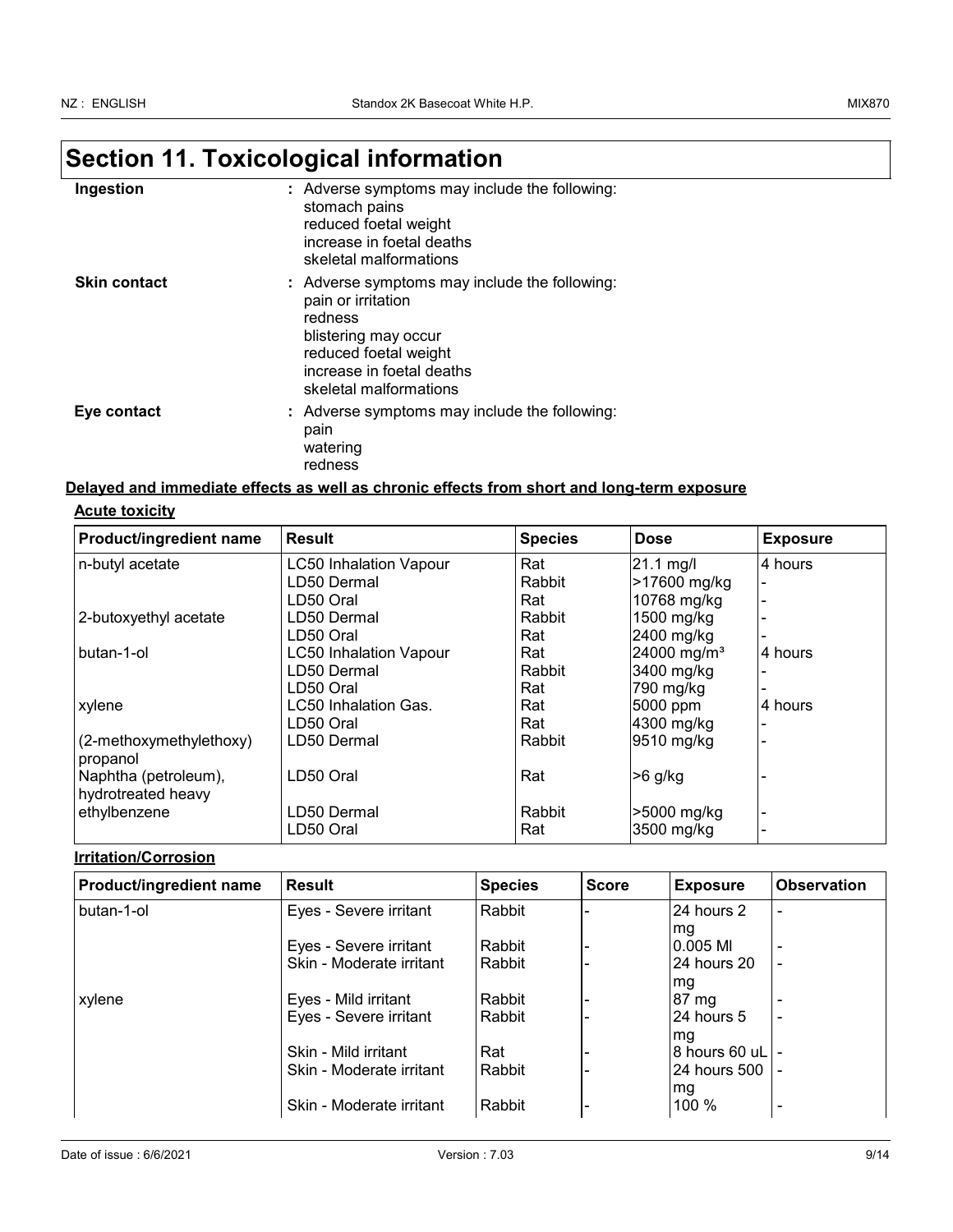# Section 11. Toxicological information

**Ingestion** : Adverse symptoms may include the following:
stomach pains
reduced foetal weight
increase in foetal deaths
skeletal malformations

**Skin contact** : Adverse symptoms may include the following:
pain or irritation
redness
blistering may occur
reduced foetal weight
increase in foetal deaths
skeletal malformations

**Eye contact** : Adverse symptoms may include the following:
pain
watering
redness

**Delayed and immediate effects as well as chronic effects from short and long-term exposure**

**Acute toxicity**

| Product/ingredient name | Result | Species | Dose | Exposure |
|---|---|---|---|---|
| n-butyl acetate | LC50 Inhalation Vapour | Rat | 21.1 mg/l | 4 hours |
| | LD50 Dermal | Rabbit | >17600 mg/kg | - |
| | LD50 Oral | Rat | 10768 mg/kg | - |
| 2-butoxyethyl acetate | LD50 Dermal | Rabbit | 1500 mg/kg | - |
| | LD50 Oral | Rat | 2400 mg/kg | - |
| butan-1-ol | LC50 Inhalation Vapour | Rat | 24000 mg/m³ | 4 hours |
| | LD50 Dermal | Rabbit | 3400 mg/kg | - |
| | LD50 Oral | Rat | 790 mg/kg | - |
| xylene | LC50 Inhalation Gas. | Rat | 5000 ppm | 4 hours |
| | LD50 Oral | Rat | 4300 mg/kg | - |
| (2-methoxymethylethoxy) propanol | LD50 Dermal | Rabbit | 9510 mg/kg | - |
| Naphtha (petroleum), hydrotreated heavy | LD50 Oral | Rat | >6 g/kg | - |
| ethylbenzene | LD50 Dermal | Rabbit | >5000 mg/kg | - |
| | LD50 Oral | Rat | 3500 mg/kg | - |

**Irritation/Corrosion**

| Product/ingredient name | Result | Species | Score | Exposure | Observation |
|---|---|---|---|---|---|
| butan-1-ol | Eyes - Severe irritant | Rabbit | - | 24 hours 2 mg | - |
| | Eyes - Severe irritant | Rabbit | - | 0.005 Ml | - |
| | Skin - Moderate irritant | Rabbit | - | 24 hours 20 mg | - |
| xylene | Eyes - Mild irritant | Rabbit | - | 87 mg | - |
| | Eyes - Severe irritant | Rabbit | - | 24 hours 5 mg | - |
| | Skin - Mild irritant | Rat | - | 8 hours 60 uL | - |
| | Skin - Moderate irritant | Rabbit | - | 24 hours 500 mg | - |
| | Skin - Moderate irritant | Rabbit | - | 100 % | - |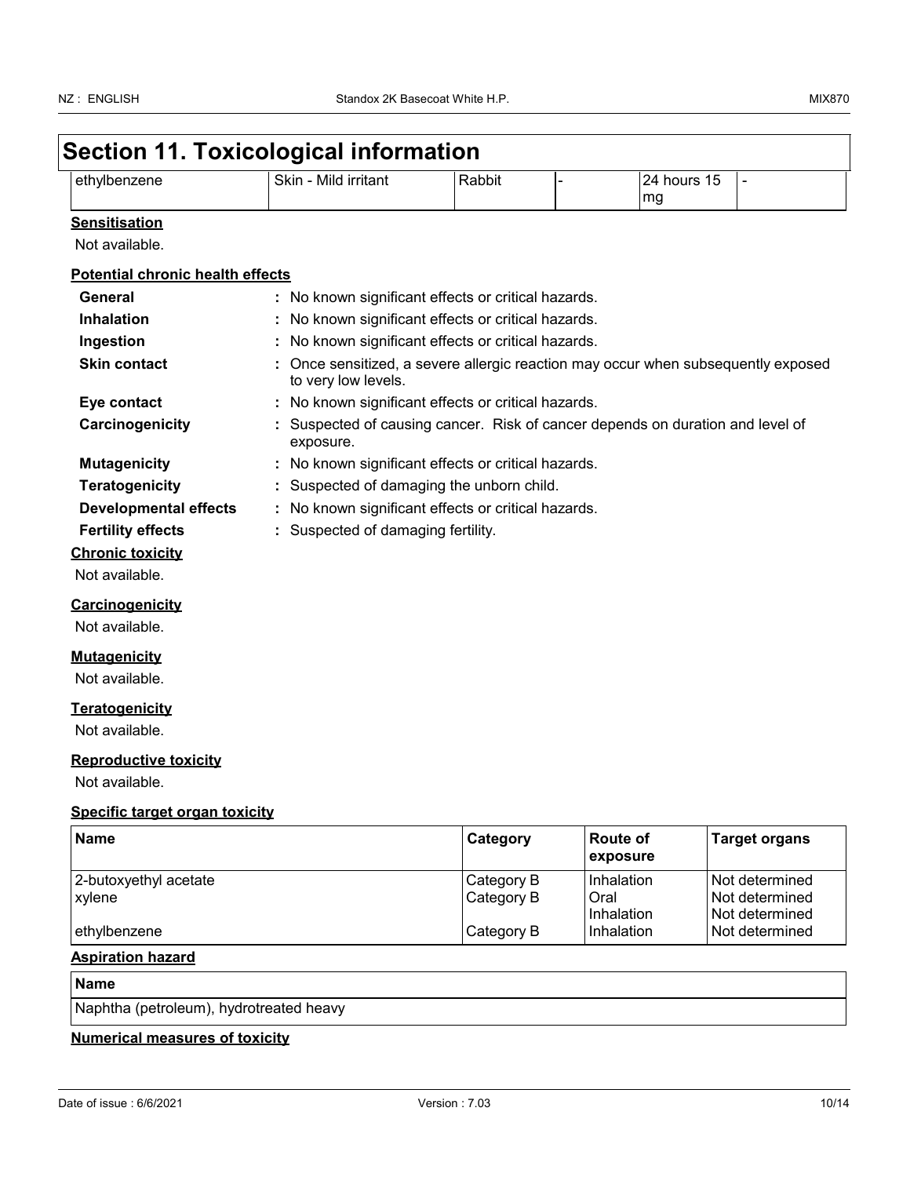## Section 11. Toxicological information

| ethylbenzene | Skin - Mild irritant | Rabbit | - | 24 hours 15 mg | - |
|---|---|---|---|---|---|

**Sensitisation**

Not available.

**Potential chronic health effects**

**General** : No known significant effects or critical hazards.

**Inhalation** : No known significant effects or critical hazards.

**Ingestion** : No known significant effects or critical hazards.

**Skin contact** : Once sensitized, a severe allergic reaction may occur when subsequently exposed to very low levels.

**Eye contact** : No known significant effects or critical hazards.

**Carcinogenicity** : Suspected of causing cancer. Risk of cancer depends on duration and level of exposure.

**Mutagenicity** : No known significant effects or critical hazards.

**Teratogenicity** : Suspected of damaging the unborn child.

**Developmental effects** : No known significant effects or critical hazards.

**Fertility effects** : Suspected of damaging fertility.

**Chronic toxicity**

Not available.

**Carcinogenicity**

Not available.

**Mutagenicity**

Not available.

**Teratogenicity**

Not available.

**Reproductive toxicity**

Not available.

**Specific target organ toxicity**

| Name | Category | Route of exposure | Target organs |
|---|---|---|---|
| 2-butoxyethyl acetate | Category B | Inhalation | Not determined |
| xylene | Category B | Oral | Not determined |
| | | Inhalation | Not determined |
| ethylbenzene | Category B | Inhalation | Not determined |

**Aspiration hazard**

| Name |
|---|
| Naphtha (petroleum), hydrotreated heavy |

**Numerical measures of toxicity**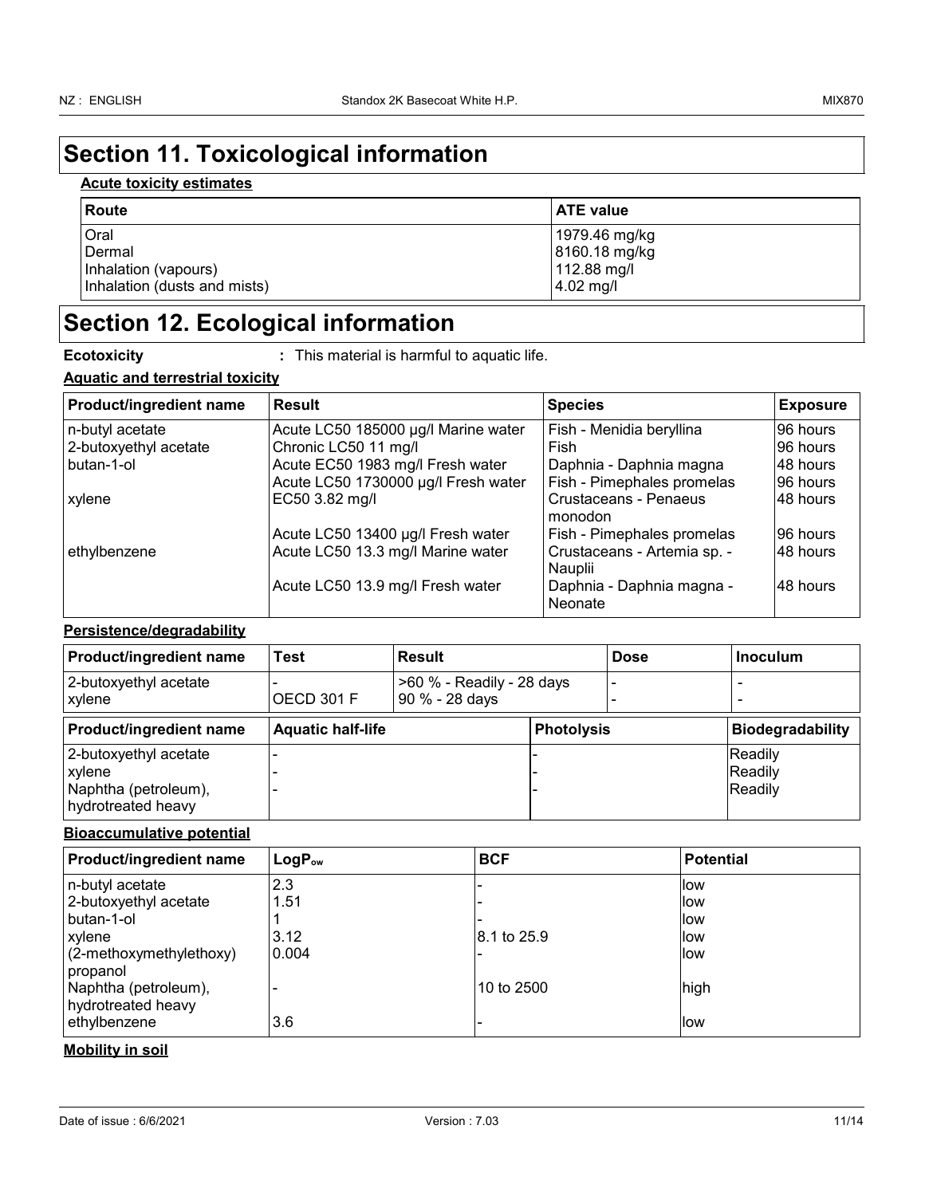# Section 11. Toxicological information

**Acute toxicity estimates**

| Route | ATE value |
|---|---|
| Oral | 1979.46 mg/kg |
| Dermal | 8160.18 mg/kg |
| Inhalation (vapours) | 112.88 mg/l |
| Inhalation (dusts and mists) | 4.02 mg/l |

# Section 12. Ecological information

**Ecotoxicity** : This material is harmful to aquatic life.

**Aquatic and terrestrial toxicity**

| Product/ingredient name | Result | Species | Exposure |
|---|---|---|---|
| n-butyl acetate | Acute LC50 185000 µg/l Marine water | Fish - Menidia beryllina | 96 hours |
| 2-butoxyethyl acetate | Chronic LC50 11 mg/l | Fish | 96 hours |
| butan-1-ol | Acute EC50 1983 mg/l Fresh water | Daphnia - Daphnia magna | 48 hours |
| | Acute LC50 1730000 µg/l Fresh water | Fish - Pimephales promelas | 96 hours |
| xylene | EC50 3.82 mg/l | Crustaceans - Penaeus monodon | 48 hours |
| | Acute LC50 13400 µg/l Fresh water | Fish - Pimephales promelas | 96 hours |
| ethylbenzene | Acute LC50 13.3 mg/l Marine water | Crustaceans - Artemia sp. - Nauplii | 48 hours |
| | Acute LC50 13.9 mg/l Fresh water | Daphnia - Daphnia magna - Neonate | 48 hours |

**Persistence/degradability**

| Product/ingredient name | Test | Result | Dose | Inoculum |
|---|---|---|---|---|
| 2-butoxyethyl acetate | - | >60 % - Readily - 28 days | - | - |
| xylene | OECD 301 F | 90 % - 28 days | - | - |

| Product/ingredient name | Aquatic half-life | Photolysis | Biodegradability |
|---|---|---|---|
| 2-butoxyethyl acetate | - | - | Readily |
| xylene | - | - | Readily |
| Naphtha (petroleum), hydrotreated heavy | - | - | Readily |

**Bioaccumulative potential**

| Product/ingredient name | $LogP_{ow}$ | BCF | Potential |
|---|---|---|---|
| n-butyl acetate | 2.3 | - | low |
| 2-butoxyethyl acetate | 1.51 | - | low |
| butan-1-ol | 1 | - | low |
| xylene | 3.12 | 8.1 to 25.9 | low |
| (2-methoxymethylethoxy) propanol | 0.004 | - | low |
| Naphtha (petroleum), hydrotreated heavy | - | 10 to 2500 | high |
| ethylbenzene | 3.6 | - | low |

**Mobility in soil**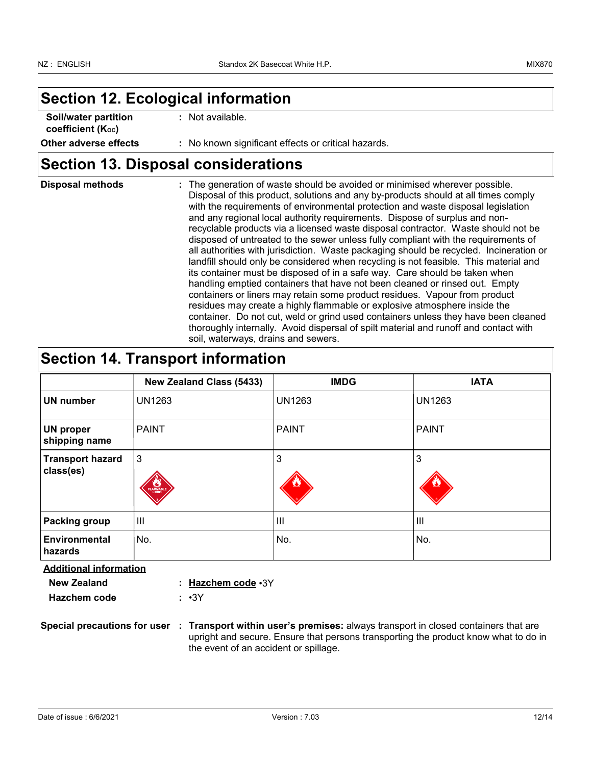## Section 12. Ecological information

**Soil/water partition coefficient ($K_{OC}$)** : Not available.

**Other adverse effects** : No known significant effects or critical hazards.

## Section 13. Disposal considerations

**Disposal methods** : The generation of waste should be avoided or minimised wherever possible. Disposal of this product, solutions and any by-products should at all times comply with the requirements of environmental protection and waste disposal legislation and any regional local authority requirements. Dispose of surplus and non-recyclable products via a licensed waste disposal contractor. Waste should not be disposed of untreated to the sewer unless fully compliant with the requirements of all authorities with jurisdiction. Waste packaging should be recycled. Incineration or landfill should only be considered when recycling is not feasible. This material and its container must be disposed of in a safe way. Care should be taken when handling emptied containers that have not been cleaned or rinsed out. Empty containers or liners may retain some product residues. Vapour from product residues may create a highly flammable or explosive atmosphere inside the container. Do not cut, weld or grind used containers unless they have been cleaned thoroughly internally. Avoid dispersal of spilt material and runoff and contact with soil, waterways, drains and sewers.

## Section 14. Transport information

| | New Zealand Class (5433) | IMDG | IATA |
|---|---|---|---|
| **UN number** | UN1263 | UN1263 | UN1263 |
| **UN proper shipping name** | PAINT | PAINT | PAINT |
| **Transport hazard class(es)** | 3 | 3 | 3 |
| **Packing group** | III | III | III |
| **Environmental hazards** | No. | No. | No. |

**Additional information**

**New Zealand** : **Hazchem code** •3Y

**Hazchem code** : •3Y

**Special precautions for user** : **Transport within user's premises:** always transport in closed containers that are upright and secure. Ensure that persons transporting the product know what to do in the event of an accident or spillage.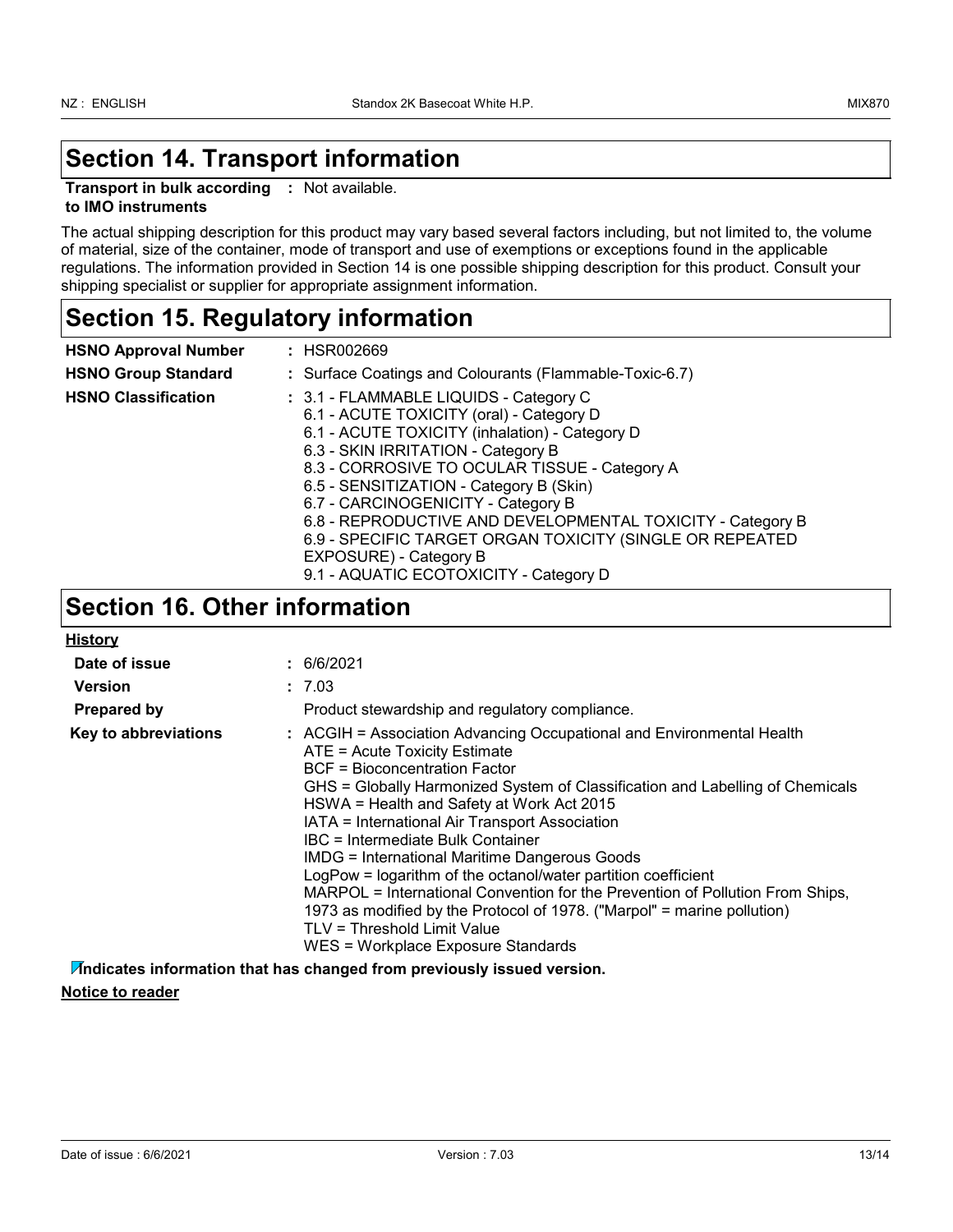# Section 14. Transport information

**Transport in bulk according to IMO instruments** : Not available.

The actual shipping description for this product may vary based several factors including, but not limited to, the volume of material, size of the container, mode of transport and use of exemptions or exceptions found in the applicable regulations. The information provided in Section 14 is one possible shipping description for this product. Consult your shipping specialist or supplier for appropriate assignment information.

# Section 15. Regulatory information

**HSNO Approval Number** : HSR002669

**HSNO Group Standard** : Surface Coatings and Colourants (Flammable-Toxic-6.7)

**HSNO Classification** : 3.1 - FLAMMABLE LIQUIDS - Category C
6.1 - ACUTE TOXICITY (oral) - Category D
6.1 - ACUTE TOXICITY (inhalation) - Category D
6.3 - SKIN IRRITATION - Category B
8.3 - CORROSIVE TO OCULAR TISSUE - Category A
6.5 - SENSITIZATION - Category B (Skin)
6.7 - CARCINOGENICITY - Category B
6.8 - REPRODUCTIVE AND DEVELOPMENTAL TOXICITY - Category B
6.9 - SPECIFIC TARGET ORGAN TOXICITY (SINGLE OR REPEATED EXPOSURE) - Category B
9.1 - AQUATIC ECOTOXICITY - Category D

# Section 16. Other information

**History**

**Date of issue** : 6/6/2021

**Version** : 7.03

**Prepared by** Product stewardship and regulatory compliance.

**Key to abbreviations** : ACGIH = Association Advancing Occupational and Environmental Health
ATE = Acute Toxicity Estimate
BCF = Bioconcentration Factor
GHS = Globally Harmonized System of Classification and Labelling of Chemicals
HSWA = Health and Safety at Work Act 2015
IATA = International Air Transport Association
IBC = Intermediate Bulk Container
IMDG = International Maritime Dangerous Goods
LogPow = logarithm of the octanol/water partition coefficient
MARPOL = International Convention for the Prevention of Pollution From Ships, 1973 as modified by the Protocol of 1978. ("Marpol" = marine pollution)
TLV = Threshold Limit Value
WES = Workplace Exposure Standards

**Indicates information that has changed from previously issued version.**

**Notice to reader**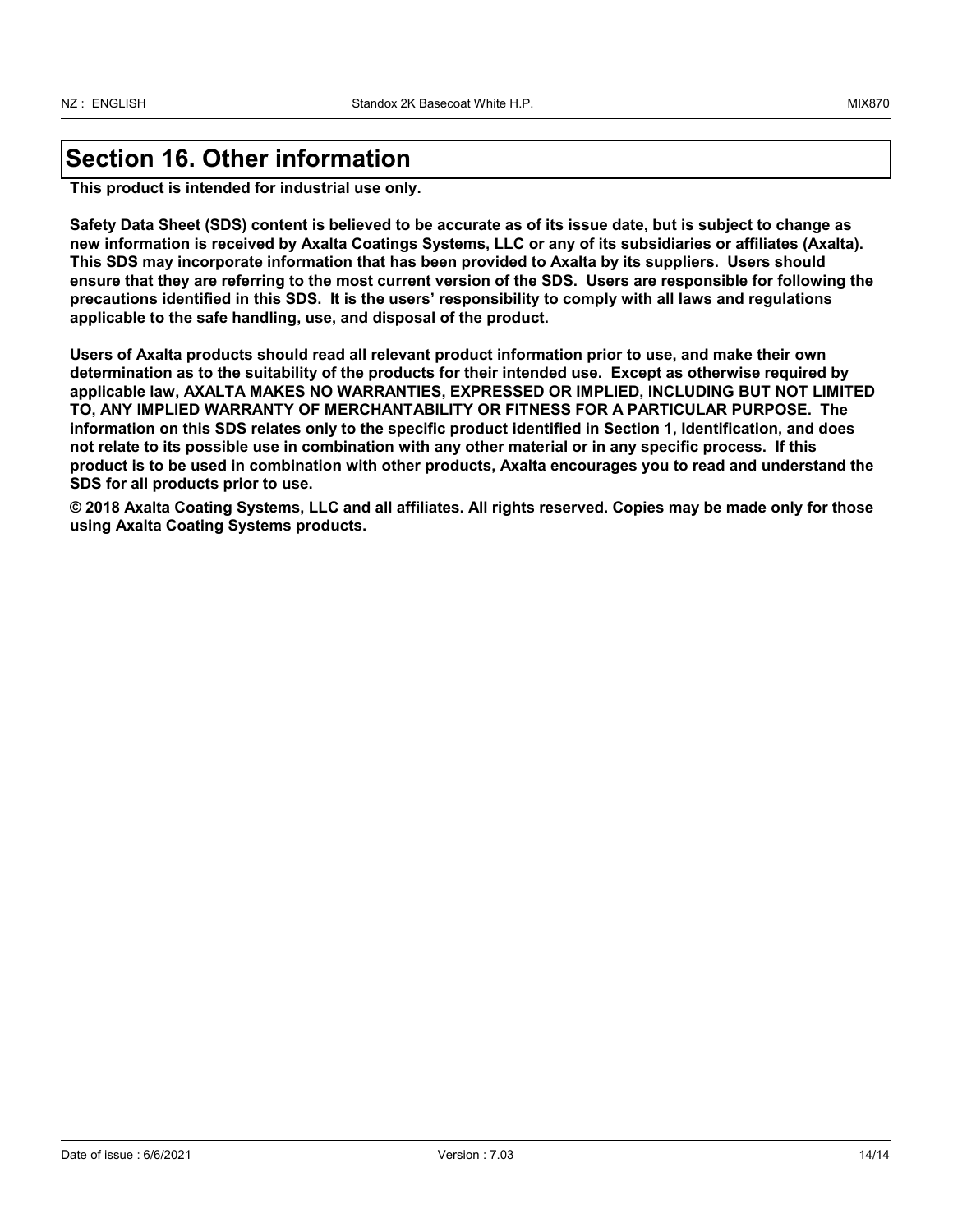# Section 16. Other information

**This product is intended for industrial use only.**

**Safety Data Sheet (SDS) content is believed to be accurate as of its issue date, but is subject to change as new information is received by Axalta Coatings Systems, LLC or any of its subsidiaries or affiliates (Axalta). This SDS may incorporate information that has been provided to Axalta by its suppliers. Users should ensure that they are referring to the most current version of the SDS. Users are responsible for following the precautions identified in this SDS. It is the users' responsibility to comply with all laws and regulations applicable to the safe handling, use, and disposal of the product.**

**Users of Axalta products should read all relevant product information prior to use, and make their own determination as to the suitability of the products for their intended use. Except as otherwise required by applicable law, AXALTA MAKES NO WARRANTIES, EXPRESSED OR IMPLIED, INCLUDING BUT NOT LIMITED TO, ANY IMPLIED WARRANTY OF MERCHANTABILITY OR FITNESS FOR A PARTICULAR PURPOSE. The information on this SDS relates only to the specific product identified in Section 1, Identification, and does not relate to its possible use in combination with any other material or in any specific process. If this product is to be used in combination with other products, Axalta encourages you to read and understand the SDS for all products prior to use.**

**© 2018 Axalta Coating Systems, LLC and all affiliates. All rights reserved. Copies may be made only for those using Axalta Coating Systems products.**